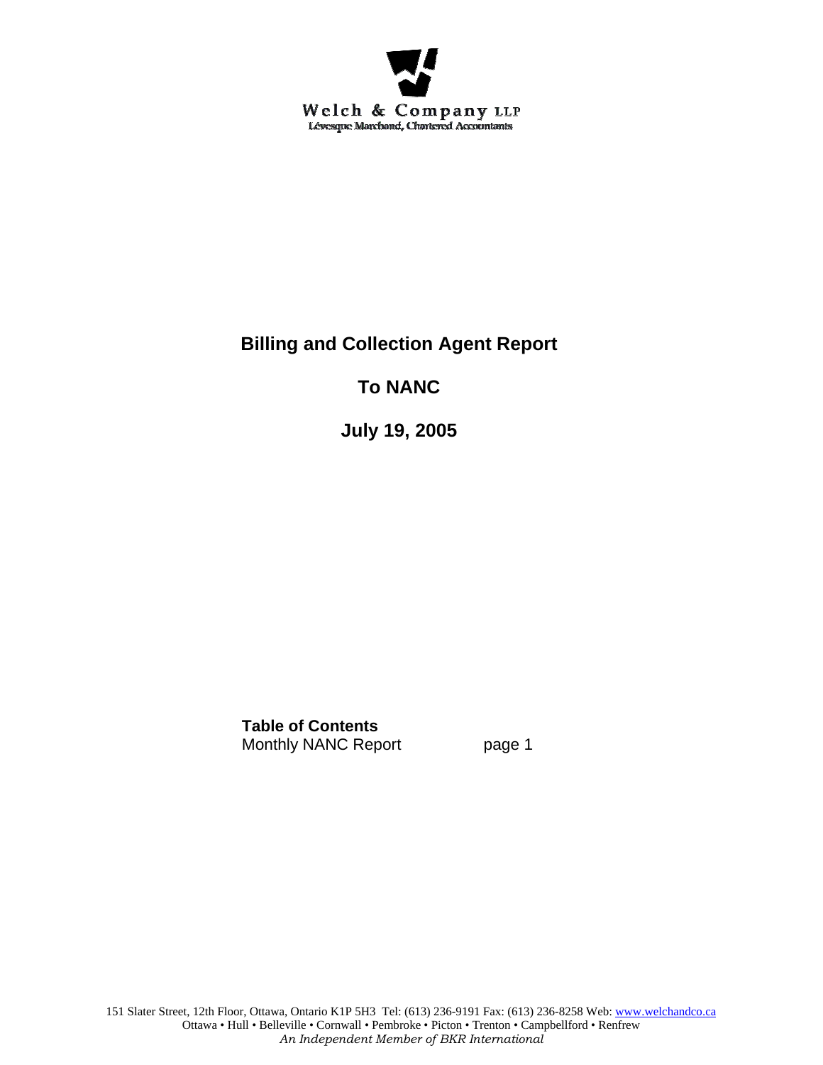Welch & Company LLP
Lévesque Marchand, Chartered Accountants

# Billing and Collection Agent Report

## To NANC

## July 19, 2005

**Table of Contents**
Monthly NANC Report page 1

151 Slater Street, 12th Floor, Ottawa, Ontario K1P 5H3 Tel: (613) 236-9191 Fax: (613) 236-8258 Web: www.welchandco.ca
Ottawa • Hull • Belleville • Cornwall • Pembroke • Picton • Trenton • Campbellford • Renfrew
*An Independent Member of BKR International*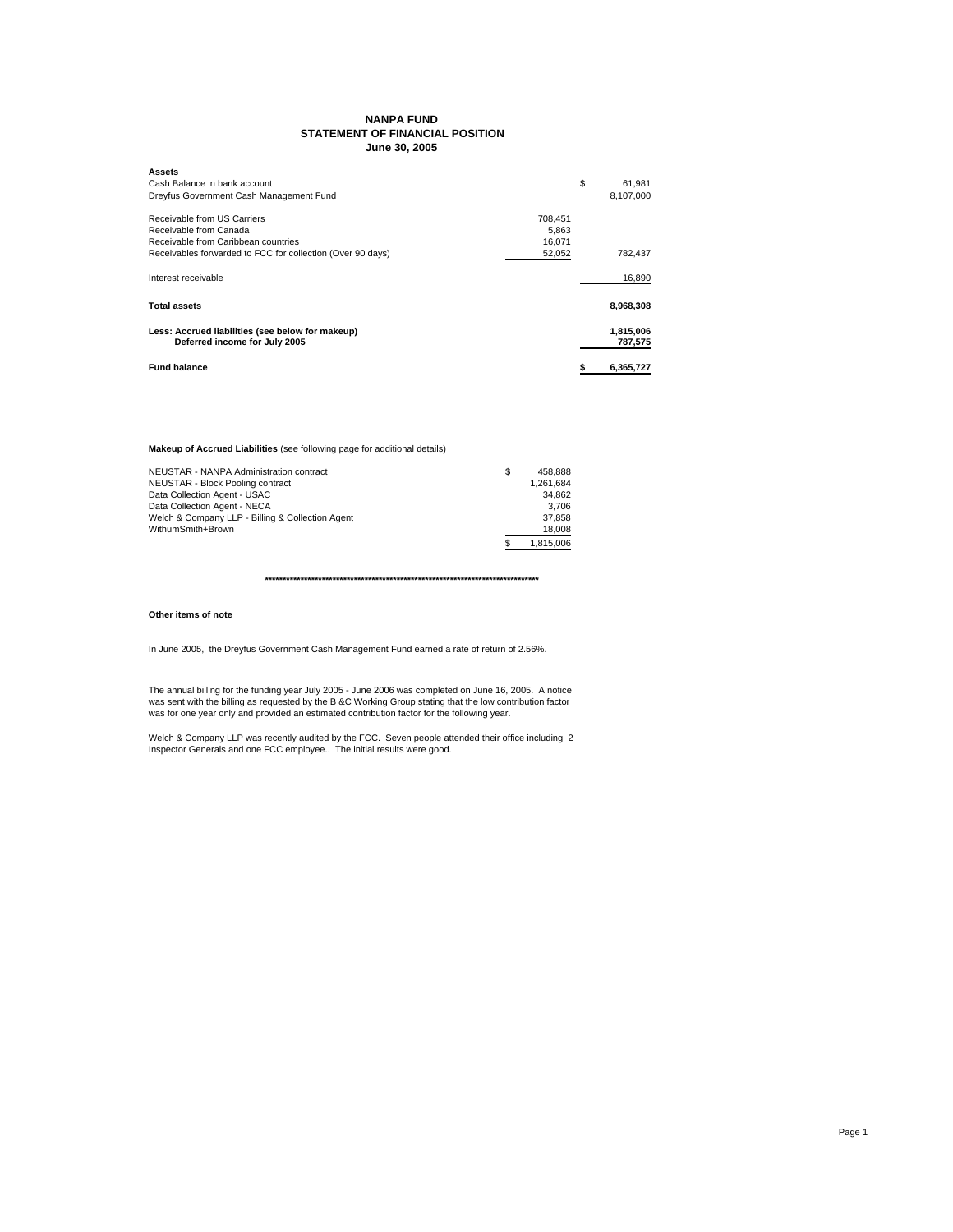# NANPA FUND
## STATEMENT OF FINANCIAL POSITION
### June 30, 2005

| **Assets** | | |
|---|---|---|
| Cash Balance in bank account | | $ 61,981 |
| Dreyfus Government Cash Management Fund | | 8,107,000 |
| | | |
| Receivable from US Carriers | 708,451 | |
| Receivable from Canada | 5,863 | |
| Receivable from Caribbean countries | 16,071 | |
| Receivables forwarded to FCC for collection (Over 90 days) | 52,052 | 782,437 |
| | | |
| Interest receivable | | 16,890 |
| | | |
| **Total assets** | | **8,968,308** |
| | | |
| **Less: Accrued liabilities (see below for makeup)** | | **1,815,006** |
| **Deferred income for July 2005** | | **787,575** |
| | | |
| **Fund balance** | | **$ 6,365,727** |

**Makeup of Accrued Liabilities** (see following page for additional details)

| | |
|---|---|
| NEUSTAR - NANPA Administration contract | $ 458,888 |
| NEUSTAR - Block Pooling contract | 1,261,684 |
| Data Collection Agent - USAC | 34,862 |
| Data Collection Agent - NECA | 3,706 |
| Welch & Company LLP - Billing & Collection Agent | 37,858 |
| WithumSmith+Brown | 18,008 |
| | $ 1,815,006 |

********************************************************************************

**Other items of note**

In June 2005, the Dreyfus Government Cash Management Fund earned a rate of return of 2.56%.

The annual billing for the funding year July 2005 - June 2006 was completed on June 16, 2005. A notice was sent with the billing as requested by the B &C Working Group stating that the low contribution factor was for one year only and provided an estimated contribution factor for the following year.

Welch & Company LLP was recently audited by the FCC. Seven people attended their office including 2 Inspector Generals and one FCC employee.. The initial results were good.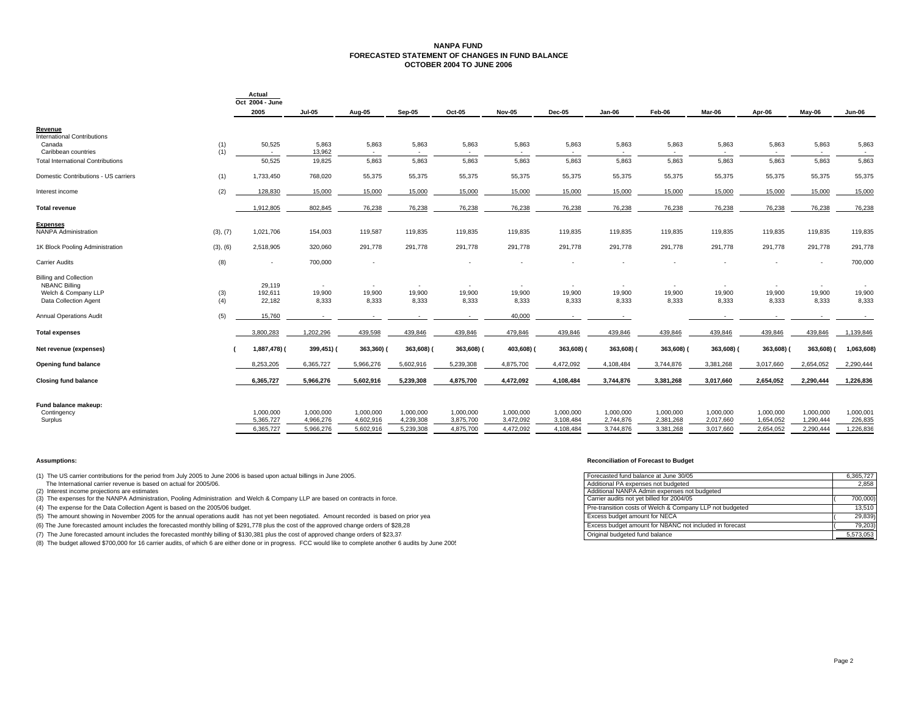# NANPA FUND
## FORECASTED STATEMENT OF CHANGES IN FUND BALANCE
## OCTOBER 2004 TO JUNE 2006

| | | Actual Oct 2004 - June 2005 | Jul-05 | Aug-05 | Sep-05 | Oct-05 | Nov-05 | Dec-05 | Jan-06 | Feb-06 | Mar-06 | Apr-06 | May-06 | Jun-06 |
|---|---|---|---|---|---|---|---|---|---|---|---|---|---|---|
| **Revenue** | | | | | | | | | | | | | | |
| International Contributions | | | | | | | | | | | | | | |
| Canada | (1) | 50,525 | 5,863 | 5,863 | 5,863 | 5,863 | 5,863 | 5,863 | 5,863 | 5,863 | 5,863 | 5,863 | 5,863 | 5,863 |
| Caribbean countries | (1) | - | 13,962 | - | - | - | - | - | - | - | - | - | - | - |
| Total International Contributions | | 50,525 | 19,825 | 5,863 | 5,863 | 5,863 | 5,863 | 5,863 | 5,863 | 5,863 | 5,863 | 5,863 | 5,863 | 5,863 |
| Domestic Contributions - US carriers | (1) | 1,733,450 | 768,020 | 55,375 | 55,375 | 55,375 | 55,375 | 55,375 | 55,375 | 55,375 | 55,375 | 55,375 | 55,375 | 55,375 |
| Interest income | (2) | 128,830 | 15,000 | 15,000 | 15,000 | 15,000 | 15,000 | 15,000 | 15,000 | 15,000 | 15,000 | 15,000 | 15,000 | 15,000 |
| **Total revenue** | | 1,912,805 | 802,845 | 76,238 | 76,238 | 76,238 | 76,238 | 76,238 | 76,238 | 76,238 | 76,238 | 76,238 | 76,238 | 76,238 |
| **Expenses** | | | | | | | | | | | | | | |
| NANPA Administration | (3), (7) | 1,021,706 | 154,003 | 119,587 | 119,835 | 119,835 | 119,835 | 119,835 | 119,835 | 119,835 | 119,835 | 119,835 | 119,835 | 119,835 |
| 1K Block Pooling Administration | (3), (6) | 2,518,905 | 320,060 | 291,778 | 291,778 | 291,778 | 291,778 | 291,778 | 291,778 | 291,778 | 291,778 | 291,778 | 291,778 | 291,778 |
| Carrier Audits | (8) | - | 700,000 | - | | - | - | - | - | - | - | - | - | 700,000 |
| Billing and Collection | | | | | | | | | | | | | | |
| NBANC Billing | | 29,119 | - | - | - | - | - | - | - | - | - | - | - | - |
| Welch & Company LLP | (3) | 192,611 | 19,900 | 19,900 | 19,900 | 19,900 | 19,900 | 19,900 | 19,900 | 19,900 | 19,900 | 19,900 | 19,900 | 19,900 |
| Data Collection Agent | (4) | 22,182 | 8,333 | 8,333 | 8,333 | 8,333 | 8,333 | 8,333 | 8,333 | 8,333 | 8,333 | 8,333 | 8,333 | 8,333 |
| Annual Operations Audit | (5) | 15,760 | - | - | - | - | 40,000 | - | - | | - | - | - | - |
| **Total expenses** | | 3,800,283 | 1,202,296 | 439,598 | 439,846 | 439,846 | 479,846 | 439,846 | 439,846 | 439,846 | 439,846 | 439,846 | 439,846 | 1,139,846 |
| **Net revenue (expenses)** | | (1,887,478) | (399,451) | (363,360) | (363,608) | (363,608) | (403,608) | (363,608) | (363,608) | (363,608) | (363,608) | (363,608) | (363,608) | (1,063,608) |
| **Opening fund balance** | | 8,253,205 | 6,365,727 | 5,966,276 | 5,602,916 | 5,239,308 | 4,875,700 | 4,472,092 | 4,108,484 | 3,744,876 | 3,381,268 | 3,017,660 | 2,654,052 | 2,290,444 |
| **Closing fund balance** | | 6,365,727 | 5,966,276 | 5,602,916 | 5,239,308 | 4,875,700 | 4,472,092 | 4,108,484 | 3,744,876 | 3,381,268 | 3,017,660 | 2,654,052 | 2,290,444 | 1,226,836 |
| **Fund balance makeup:** | | | | | | | | | | | | | | |
| Contingency | | 1,000,000 | 1,000,000 | 1,000,000 | 1,000,000 | 1,000,000 | 1,000,000 | 1,000,000 | 1,000,000 | 1,000,000 | 1,000,000 | 1,000,000 | 1,000,000 | 1,000,001 |
| Surplus | | 5,365,727 | 4,966,276 | 4,602,916 | 4,239,308 | 3,875,700 | 3,472,092 | 3,108,484 | 2,744,876 | 2,381,268 | 2,017,660 | 1,654,052 | 1,290,444 | 226,835 |
| | | 6,365,727 | 5,966,276 | 5,602,916 | 5,239,308 | 4,875,700 | 4,472,092 | 4,108,484 | 3,744,876 | 3,381,268 | 3,017,660 | 2,654,052 | 2,290,444 | 1,226,836 |

**Assumptions:**

(1) The US carrier contributions for the period from July 2005 to June 2006 is based upon actual billings in June 2005.
The International carrier revenue is based on actual for 2005/06.

(2) Interest income projections are estimates

(3) The expenses for the NANPA Administration, Pooling Administration and Welch & Company LLP are based on contracts in force.

(4) The expense for the Data Collection Agent is based on the 2005/06 budget.

(5) The amount showing in November 2005 for the annual operations audit has not yet been negotiated. Amount recorded is based on prior yea

(6) The June forecasted amount includes the forecasted monthly billing of $291,778 plus the cost of the approved change orders of $28,28

(7) The June forecasted amount includes the forecasted monthly billing of $130,381 plus the cost of approved change orders of $23,37

(8) The budget allowed $700,000 for 16 carrier audits, of which 6 are either done or in progress. FCC would like to complete another 6 audits by June 2005

**Reconciliation of Forecast to Budget**

| | |
|---|---|
| Forecasted fund balance at June 30/05 | 6,365,727 |
| Additional PA expenses not budgeted | 2,858 |
| Additional NANPA Admin expenses not budgeted | |
| Carrier audits not yet billed for 2004/05 | (700,000) |
| Pre-transition costs of Welch & Company LLP not budgeted | 13,510 |
| Excess budget amount for NECA | (29,839) |
| Excess budget amount for NBANC not included in forecast | (79,203) |
| Original budgeted fund balance | 5,573,053 |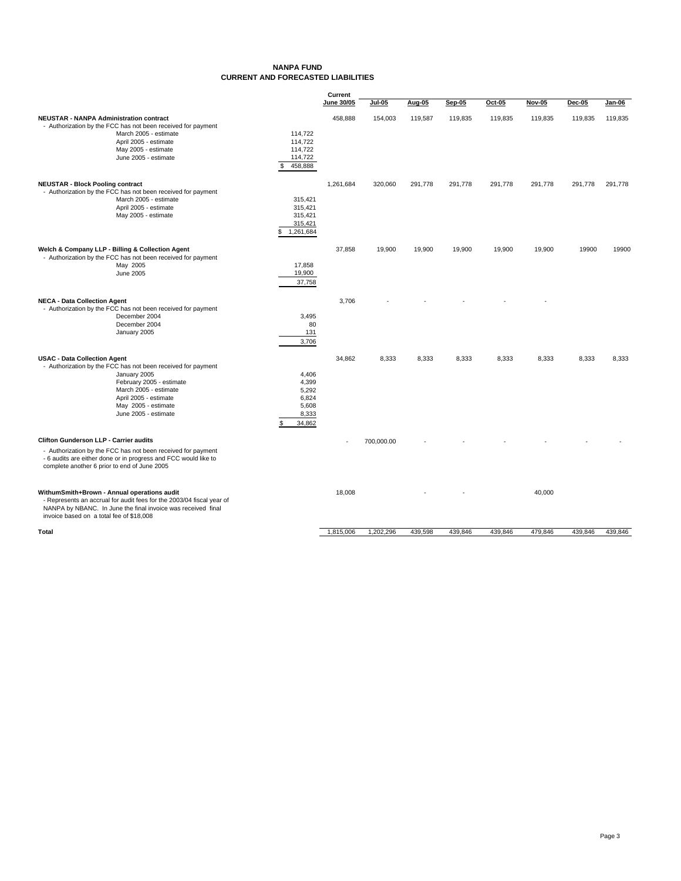# NANPA FUND
## CURRENT AND FORECASTED LIABILITIES

| | | Current June 30/05 | Jul-05 | Aug-05 | Sep-05 | Oct-05 | Nov-05 | Dec-05 | Jan-06 |
|---|---|---|---|---|---|---|---|---|---|
| **NEUSTAR - NANPA Administration contract** | | 458,888 | 154,003 | 119,587 | 119,835 | 119,835 | 119,835 | 119,835 | 119,835 |
| - Authorization by the FCC has not been received for payment | | | | | | | | | |
| March 2005 - estimate | 114,722 | | | | | | | | |
| April 2005 - estimate | 114,722 | | | | | | | | |
| May 2005 - estimate | 114,722 | | | | | | | | |
| June 2005 - estimate | 114,722 | | | | | | | | |
| | $ 458,888 | | | | | | | | |
| **NEUSTAR - Block Pooling contract** | | 1,261,684 | 320,060 | 291,778 | 291,778 | 291,778 | 291,778 | 291,778 | 291,778 |
| - Authorization by the FCC has not been received for payment | | | | | | | | | |
| March 2005 - estimate | 315,421 | | | | | | | | |
| April 2005 - estimate | 315,421 | | | | | | | | |
| May 2005 - estimate | 315,421 | | | | | | | | |
| | 315,421 | | | | | | | | |
| | $ 1,261,684 | | | | | | | | |
| **Welch & Company LLP - Billing & Collection Agent** | | 37,858 | 19,900 | 19,900 | 19,900 | 19,900 | 19,900 | 19900 | 19900 |
| - Authorization by the FCC has not been received for payment | | | | | | | | | |
| May 2005 | 17,858 | | | | | | | | |
| June 2005 | 19,900 | | | | | | | | |
| | 37,758 | | | | | | | | |
| **NECA - Data Collection Agent** | | 3,706 | - | - | - | - | - | | |
| - Authorization by the FCC has not been received for payment | | | | | | | | | |
| December 2004 | 3,495 | | | | | | | | |
| December 2004 | 80 | | | | | | | | |
| January 2005 | 131 | | | | | | | | |
| | 3,706 | | | | | | | | |
| **USAC - Data Collection Agent** | | 34,862 | 8,333 | 8,333 | 8,333 | 8,333 | 8,333 | 8,333 | 8,333 |
| - Authorization by the FCC has not been received for payment | | | | | | | | | |
| January 2005 | 4,406 | | | | | | | | |
| February 2005 - estimate | 4,399 | | | | | | | | |
| March 2005 - estimate | 5,292 | | | | | | | | |
| April 2005 - estimate | 6,824 | | | | | | | | |
| May 2005 - estimate | 5,608 | | | | | | | | |
| June 2005 - estimate | 8,333 | | | | | | | | |
| | $ 34,862 | | | | | | | | |
| **Clifton Gunderson LLP - Carrier audits** | | - | 700,000.00 | - | - | - | - | - | - |
| - Authorization by the FCC has not been received for payment<br>- 6 audits are either done or in progress and FCC would like to complete another 6 prior to end of June 2005 | | | | | | | | | |
| **WithumSmith+Brown - Annual operations audit** | | 18,008 | | - | - | | 40,000 | | |
| - Represents an accrual for audit fees for the 2003/04 fiscal year of NANPA by NBANC. In June the final invoice was received final invoice based on a total fee of $18,008 | | | | | | | | | |
| **Total** | | 1,815,006 | 1,202,296 | 439,598 | 439,846 | 439,846 | 479,846 | 439,846 | 439,846 |